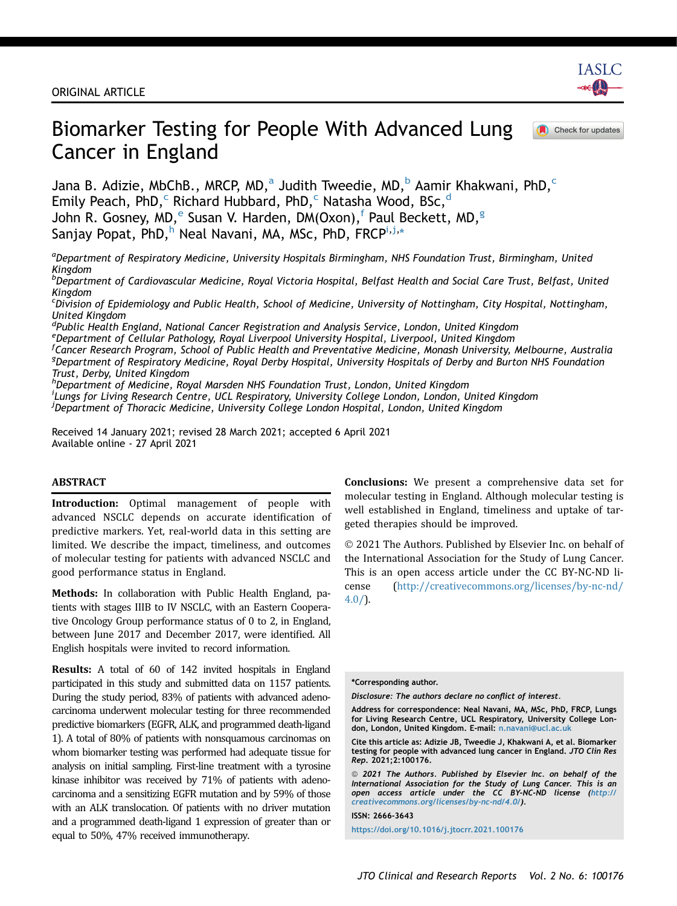ORIGINAL ARTICLE

# Biomarker Testing for People With Advanced Lung Cancer in England

Jana B. Adizie, MbChB., MRCP, MD,[a] Judith Tweedie, MD,[b] Aamir Khakwani, PhD,[c] Emily Peach, PhD,[c] Richard Hubbard, PhD,[c] Natasha Wood, BSc,[d] John R. Gosney, MD,[e] Susan V. Harden, DM(Oxon),[f] Paul Beckett, MD,[g] Sanjay Popat, PhD,[h] Neal Navani, MA, MSc, PhD, FRCP[i,j,*]

[a]Department of Respiratory Medicine, University Hospitals Birmingham, NHS Foundation Trust, Birmingham, United Kingdom
[b]Department of Cardiovascular Medicine, Royal Victoria Hospital, Belfast Health and Social Care Trust, Belfast, United Kingdom
[c]Division of Epidemiology and Public Health, School of Medicine, University of Nottingham, City Hospital, Nottingham, United Kingdom
[d]Public Health England, National Cancer Registration and Analysis Service, London, United Kingdom
[e]Department of Cellular Pathology, Royal Liverpool University Hospital, Liverpool, United Kingdom
[f]Cancer Research Program, School of Public Health and Preventative Medicine, Monash University, Melbourne, Australia
[g]Department of Respiratory Medicine, Royal Derby Hospital, University Hospitals of Derby and Burton NHS Foundation Trust, Derby, United Kingdom
[h]Department of Medicine, Royal Marsden NHS Foundation Trust, London, United Kingdom
[i]Lungs for Living Research Centre, UCL Respiratory, University College London, London, United Kingdom
[j]Department of Thoracic Medicine, University College London Hospital, London, United Kingdom

Received 14 January 2021; revised 28 March 2021; accepted 6 April 2021
Available online - 27 April 2021

## ABSTRACT

**Introduction:** Optimal management of people with advanced NSCLC depends on accurate identification of predictive markers. Yet, real-world data in this setting are limited. We describe the impact, timeliness, and outcomes of molecular testing for patients with advanced NSCLC and good performance status in England.

**Methods:** In collaboration with Public Health England, patients with stages IIIB to IV NSCLC, with an Eastern Cooperative Oncology Group performance status of 0 to 2, in England, between June 2017 and December 2017, were identified. All English hospitals were invited to record information.

**Results:** A total of 60 of 142 invited hospitals in England participated in this study and submitted data on 1157 patients. During the study period, 83% of patients with advanced adenocarcinoma underwent molecular testing for three recommended predictive biomarkers (EGFR, ALK, and programmed death-ligand 1). A total of 80% of patients with nonsquamous carcinomas on whom biomarker testing was performed had adequate tissue for analysis on initial sampling. First-line treatment with a tyrosine kinase inhibitor was received by 71% of patients with adenocarcinoma and a sensitizing EGFR mutation and by 59% of those with an ALK translocation. Of patients with no driver mutation and a programmed death-ligand 1 expression of greater than or equal to 50%, 47% received immunotherapy.

**Conclusions:** We present a comprehensive data set for molecular testing in England. Although molecular testing is well established in England, timeliness and uptake of targeted therapies should be improved.

© 2021 The Authors. Published by Elsevier Inc. on behalf of the International Association for the Study of Lung Cancer. This is an open access article under the CC BY-NC-ND license (http://creativecommons.org/licenses/by-nc-nd/4.0/).

*Corresponding author.

*Disclosure: The authors declare no conflict of interest.*

Address for correspondence: Neal Navani, MA, MSc, PhD, FRCP, Lungs for Living Research Centre, UCL Respiratory, University College London, London, United Kingdom. E-mail: n.navani@ucl.ac.uk

Cite this article as: Adizie JB, Tweedie J, Khakwani A, et al. Biomarker testing for people with advanced lung cancer in England. *JTO Clin Res Rep.* 2021;2:100176.

*© 2021 The Authors. Published by Elsevier Inc. on behalf of the International Association for the Study of Lung Cancer. This is an open access article under the CC BY-NC-ND license (http://creativecommons.org/licenses/by-nc-nd/4.0/).*

ISSN: 2666-3643

https://doi.org/10.1016/j.jtocrr.2021.100176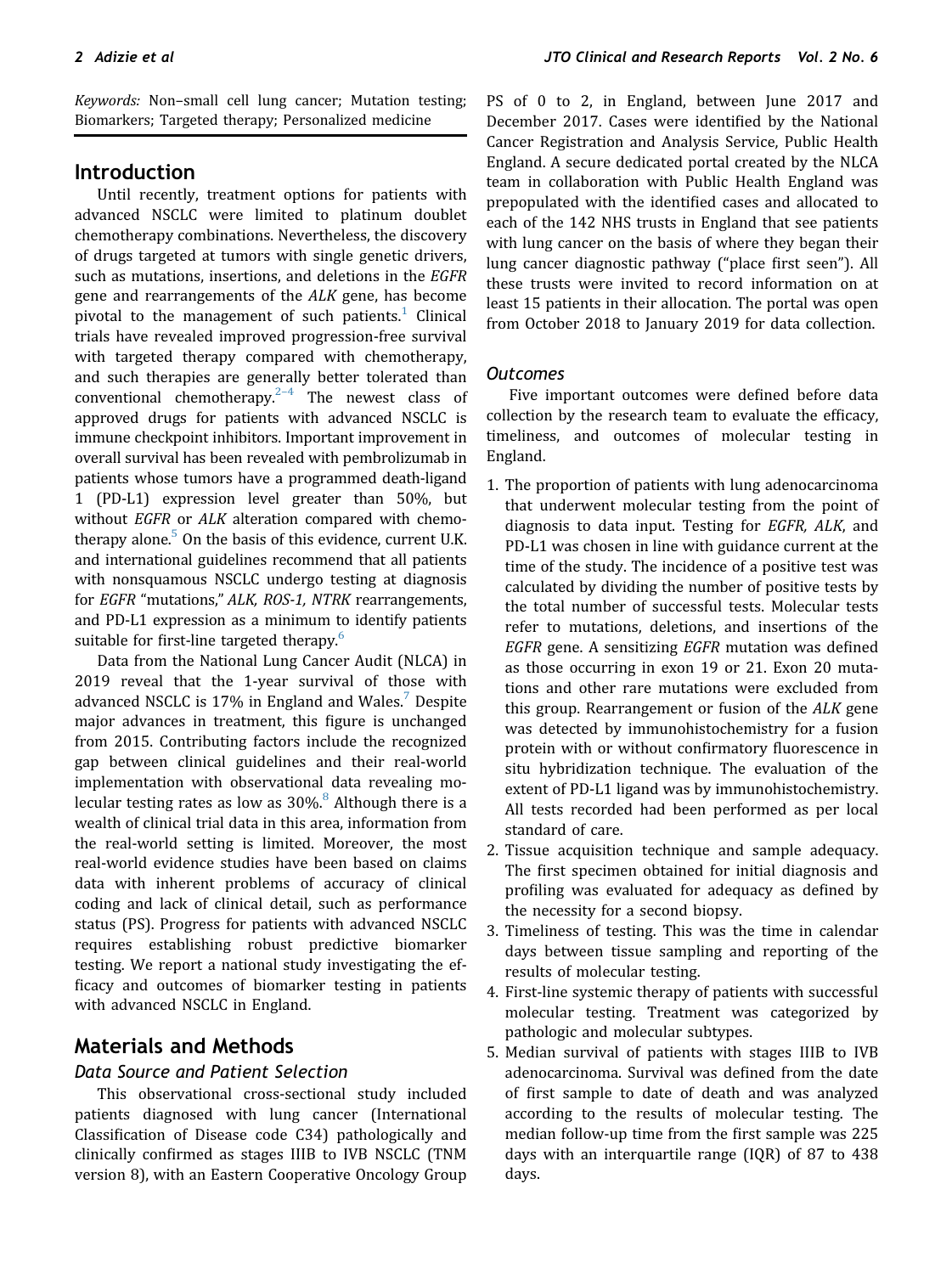*Keywords:* Non–small cell lung cancer; Mutation testing; Biomarkers; Targeted therapy; Personalized medicine

## Introduction

Until recently, treatment options for patients with advanced NSCLC were limited to platinum doublet chemotherapy combinations. Nevertheless, the discovery of drugs targeted at tumors with single genetic drivers, such as mutations, insertions, and deletions in the *EGFR* gene and rearrangements of the *ALK* gene, has become pivotal to the management of such patients.[1] Clinical trials have revealed improved progression-free survival with targeted therapy compared with chemotherapy, and such therapies are generally better tolerated than conventional chemotherapy.[2–4] The newest class of approved drugs for patients with advanced NSCLC is immune checkpoint inhibitors. Important improvement in overall survival has been revealed with pembrolizumab in patients whose tumors have a programmed death-ligand 1 (PD-L1) expression level greater than 50%, but without *EGFR* or *ALK* alteration compared with chemotherapy alone.[5] On the basis of this evidence, current U.K. and international guidelines recommend that all patients with nonsquamous NSCLC undergo testing at diagnosis for *EGFR* "mutations," *ALK, ROS-1, NTRK* rearrangements, and PD-L1 expression as a minimum to identify patients suitable for first-line targeted therapy.[6]

Data from the National Lung Cancer Audit (NLCA) in 2019 reveal that the 1-year survival of those with advanced NSCLC is 17% in England and Wales.[7] Despite major advances in treatment, this figure is unchanged from 2015. Contributing factors include the recognized gap between clinical guidelines and their real-world implementation with observational data revealing molecular testing rates as low as 30%.[8] Although there is a wealth of clinical trial data in this area, information from the real-world setting is limited. Moreover, the most real-world evidence studies have been based on claims data with inherent problems of accuracy of clinical coding and lack of clinical detail, such as performance status (PS). Progress for patients with advanced NSCLC requires establishing robust predictive biomarker testing. We report a national study investigating the efficacy and outcomes of biomarker testing in patients with advanced NSCLC in England.

## Materials and Methods

### Data Source and Patient Selection

This observational cross-sectional study included patients diagnosed with lung cancer (International Classification of Disease code C34) pathologically and clinically confirmed as stages IIIB to IVB NSCLC (TNM version 8), with an Eastern Cooperative Oncology Group PS of 0 to 2, in England, between June 2017 and December 2017. Cases were identified by the National Cancer Registration and Analysis Service, Public Health England. A secure dedicated portal created by the NLCA team in collaboration with Public Health England was prepopulated with the identified cases and allocated to each of the 142 NHS trusts in England that see patients with lung cancer on the basis of where they began their lung cancer diagnostic pathway ("place first seen"). All these trusts were invited to record information on at least 15 patients in their allocation. The portal was open from October 2018 to January 2019 for data collection.

### Outcomes

Five important outcomes were defined before data collection by the research team to evaluate the efficacy, timeliness, and outcomes of molecular testing in England.

1. The proportion of patients with lung adenocarcinoma that underwent molecular testing from the point of diagnosis to data input. Testing for *EGFR, ALK*, and PD-L1 was chosen in line with guidance current at the time of the study. The incidence of a positive test was calculated by dividing the number of positive tests by the total number of successful tests. Molecular tests refer to mutations, deletions, and insertions of the *EGFR* gene. A sensitizing *EGFR* mutation was defined as those occurring in exon 19 or 21. Exon 20 mutations and other rare mutations were excluded from this group. Rearrangement or fusion of the *ALK* gene was detected by immunohistochemistry for a fusion protein with or without confirmatory fluorescence in situ hybridization technique. The evaluation of the extent of PD-L1 ligand was by immunohistochemistry. All tests recorded had been performed as per local standard of care.
2. Tissue acquisition technique and sample adequacy. The first specimen obtained for initial diagnosis and profiling was evaluated for adequacy as defined by the necessity for a second biopsy.
3. Timeliness of testing. This was the time in calendar days between tissue sampling and reporting of the results of molecular testing.
4. First-line systemic therapy of patients with successful molecular testing. Treatment was categorized by pathologic and molecular subtypes.
5. Median survival of patients with stages IIIB to IVB adenocarcinoma. Survival was defined from the date of first sample to date of death and was analyzed according to the results of molecular testing. The median follow-up time from the first sample was 225 days with an interquartile range (IQR) of 87 to 438 days.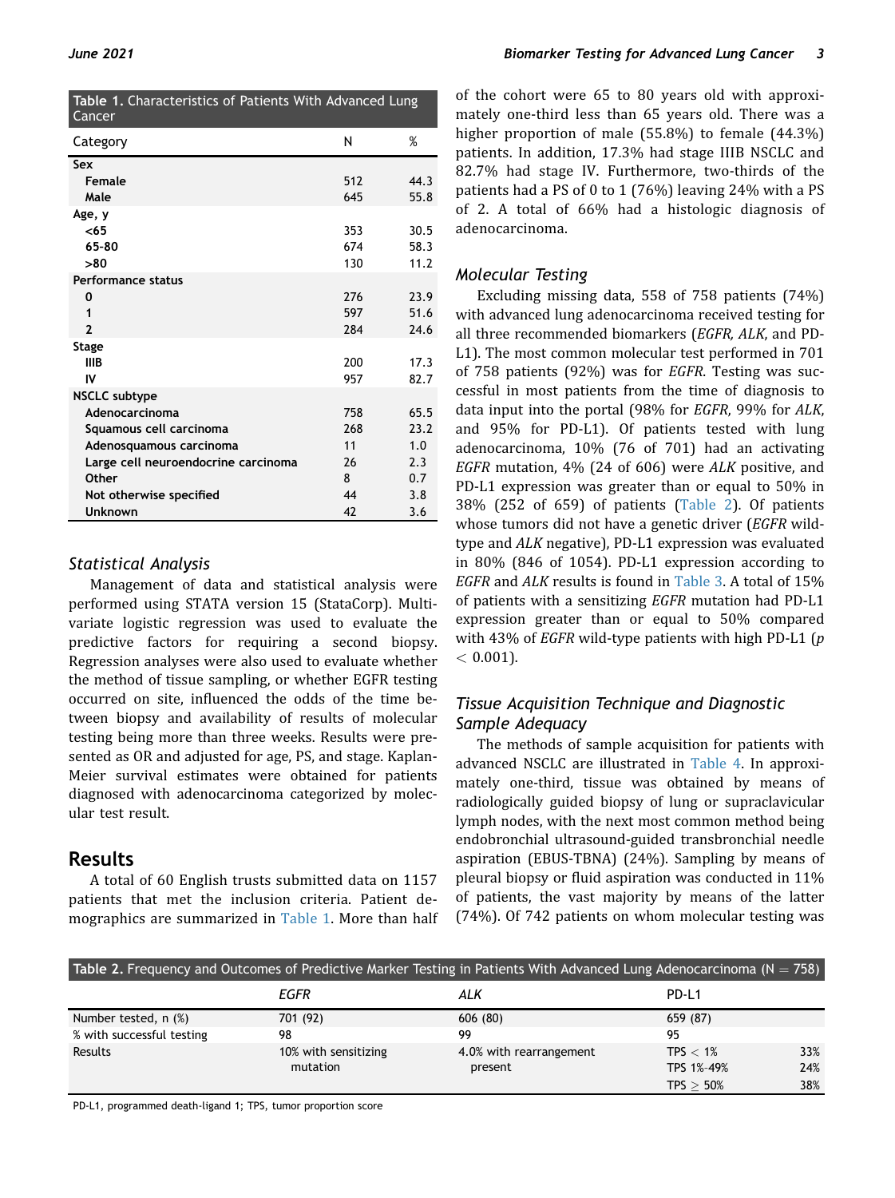**Table 1.** Characteristics of Patients With Advanced Lung Cancer

| Category | N | % |
|---|---|---|
| **Sex** | | |
| Female | 512 | 44.3 |
| Male | 645 | 55.8 |
| **Age, y** | | |
| <65 | 353 | 30.5 |
| 65-80 | 674 | 58.3 |
| >80 | 130 | 11.2 |
| **Performance status** | | |
| 0 | 276 | 23.9 |
| 1 | 597 | 51.6 |
| 2 | 284 | 24.6 |
| **Stage** | | |
| IIIB | 200 | 17.3 |
| IV | 957 | 82.7 |
| **NSCLC subtype** | | |
| Adenocarcinoma | 758 | 65.5 |
| Squamous cell carcinoma | 268 | 23.2 |
| Adenosquamous carcinoma | 11 | 1.0 |
| Large cell neuroendocrine carcinoma | 26 | 2.3 |
| Other | 8 | 0.7 |
| Not otherwise specified | 44 | 3.8 |
| Unknown | 42 | 3.6 |

### *Statistical Analysis*

Management of data and statistical analysis were performed using STATA version 15 (StataCorp). Multivariate logistic regression was used to evaluate the predictive factors for requiring a second biopsy. Regression analyses were also used to evaluate whether the method of tissue sampling, or whether EGFR testing occurred on site, influenced the odds of the time between biopsy and availability of results of molecular testing being more than three weeks. Results were presented as OR and adjusted for age, PS, and stage. Kaplan-Meier survival estimates were obtained for patients diagnosed with adenocarcinoma categorized by molecular test result.

## Results

A total of 60 English trusts submitted data on 1157 patients that met the inclusion criteria. Patient demographics are summarized in Table 1. More than half of the cohort were 65 to 80 years old with approximately one-third less than 65 years old. There was a higher proportion of male (55.8%) to female (44.3%) patients. In addition, 17.3% had stage IIIB NSCLC and 82.7% had stage IV. Furthermore, two-thirds of the patients had a PS of 0 to 1 (76%) leaving 24% with a PS of 2. A total of 66% had a histologic diagnosis of adenocarcinoma.

### *Molecular Testing*

Excluding missing data, 558 of 758 patients (74%) with advanced lung adenocarcinoma received testing for all three recommended biomarkers (*EGFR, ALK*, and PD-L1). The most common molecular test performed in 701 of 758 patients (92%) was for *EGFR*. Testing was successful in most patients from the time of diagnosis to data input into the portal (98% for *EGFR*, 99% for *ALK*, and 95% for PD-L1). Of patients tested with lung adenocarcinoma, 10% (76 of 701) had an activating *EGFR* mutation, 4% (24 of 606) were *ALK* positive, and PD-L1 expression was greater than or equal to 50% in 38% (252 of 659) of patients (Table 2). Of patients whose tumors did not have a genetic driver (*EGFR* wild-type and *ALK* negative), PD-L1 expression was evaluated in 80% (846 of 1054). PD-L1 expression according to *EGFR* and *ALK* results is found in Table 3. A total of 15% of patients with a sensitizing *EGFR* mutation had PD-L1 expression greater than or equal to 50% compared with 43% of *EGFR* wild-type patients with high PD-L1 ($p < 0.001$).

### *Tissue Acquisition Technique and Diagnostic Sample Adequacy*

The methods of sample acquisition for patients with advanced NSCLC are illustrated in Table 4. In approximately one-third, tissue was obtained by means of radiologically guided biopsy of lung or supraclavicular lymph nodes, with the next most common method being endobronchial ultrasound-guided transbronchial needle aspiration (EBUS-TBNA) (24%). Sampling by means of pleural biopsy or fluid aspiration was conducted in 11% of patients, the vast majority by means of the latter (74%). Of 742 patients on whom molecular testing was

**Table 2.** Frequency and Outcomes of Predictive Marker Testing in Patients With Advanced Lung Adenocarcinoma (N = 758)

| | *EGFR* | *ALK* | PD-L1 | |
|---|---|---|---|---|
| Number tested, n (%) | 701 (92) | 606 (80) | 659 (87) | |
| % with successful testing | 98 | 99 | 95 | |
| Results | 10% with sensitizing mutation | 4.0% with rearrangement present | TPS < 1% | 33% |
| | | | TPS 1%-49% | 24% |
| | | | TPS ≥ 50% | 38% |

PD-L1, programmed death-ligand 1; TPS, tumor proportion score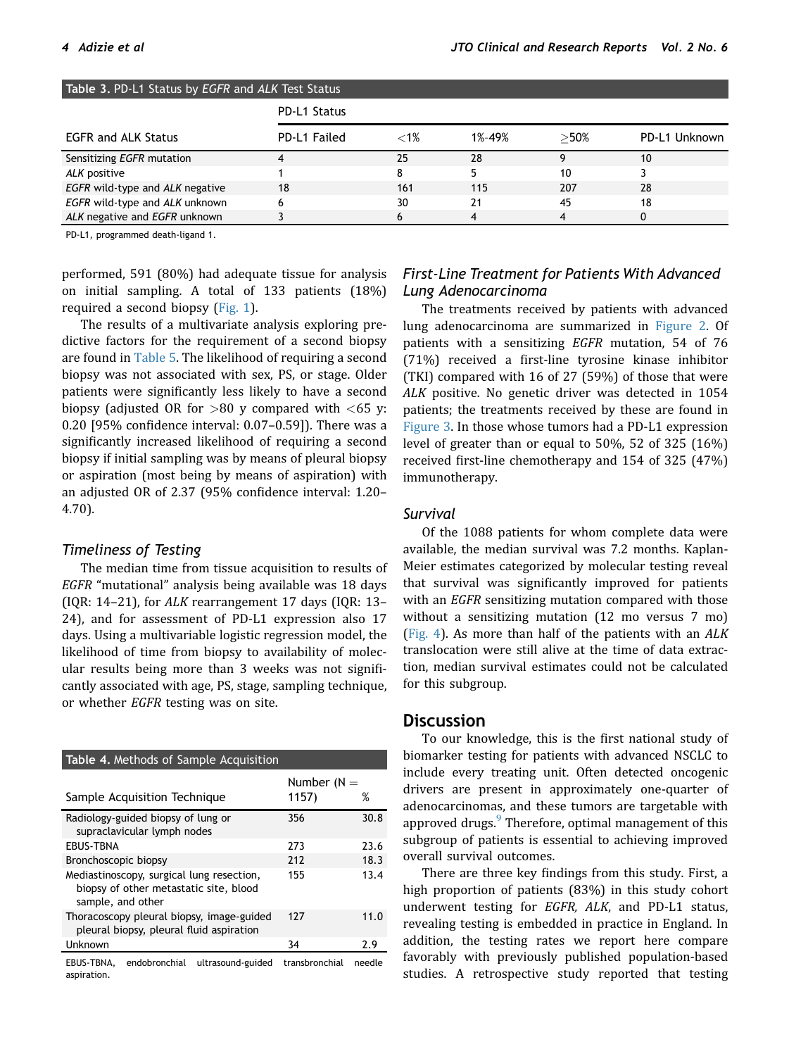**Table 3.** PD-L1 Status by *EGFR* and *ALK* Test Status

| | PD-L1 Status | | | | |
|---|---|---|---|---|---|
| EGFR and ALK Status | PD-L1 Failed | <1% | 1%–49% | ≥50% | PD-L1 Unknown |
| Sensitizing *EGFR* mutation | 4 | 25 | 28 | 9 | 10 |
| *ALK* positive | 1 | 8 | 5 | 10 | 3 |
| *EGFR* wild-type and *ALK* negative | 18 | 161 | 115 | 207 | 28 |
| *EGFR* wild-type and *ALK* unknown | 6 | 30 | 21 | 45 | 18 |
| *ALK* negative and *EGFR* unknown | 3 | 6 | 4 | 4 | 0 |

PD-L1, programmed death-ligand 1.

performed, 591 (80%) had adequate tissue for analysis on initial sampling. A total of 133 patients (18%) required a second biopsy (Fig. 1).

The results of a multivariate analysis exploring predictive factors for the requirement of a second biopsy are found in Table 5. The likelihood of requiring a second biopsy was not associated with sex, PS, or stage. Older patients were significantly less likely to have a second biopsy (adjusted OR for >80 y compared with <65 y: 0.20 [95% confidence interval: 0.07–0.59]). There was a significantly increased likelihood of requiring a second biopsy if initial sampling was by means of pleural biopsy or aspiration (most being by means of aspiration) with an adjusted OR of 2.37 (95% confidence interval: 1.20–4.70).

### *Timeliness of Testing*

The median time from tissue acquisition to results of *EGFR* "mutational" analysis being available was 18 days (IQR: 14–21), for *ALK* rearrangement 17 days (IQR: 13–24), and for assessment of PD-L1 expression also 17 days. Using a multivariable logistic regression model, the likelihood of time from biopsy to availability of molecular results being more than 3 weeks was not significantly associated with age, PS, stage, sampling technique, or whether *EGFR* testing was on site.

**Table 4.** Methods of Sample Acquisition

| Sample Acquisition Technique | Number (N = 1157) | % |
|---|---|---|
| Radiology-guided biopsy of lung or supraclavicular lymph nodes | 356 | 30.8 |
| EBUS-TBNA | 273 | 23.6 |
| Bronchoscopic biopsy | 212 | 18.3 |
| Mediastinoscopy, surgical lung resection, biopsy of other metastatic site, blood sample, and other | 155 | 13.4 |
| Thoracoscopy pleural biopsy, image-guided pleural biopsy, pleural fluid aspiration | 127 | 11.0 |
| Unknown | 34 | 2.9 |

EBUS-TBNA, endobronchial ultrasound-guided transbronchial needle aspiration.

### *First-Line Treatment for Patients With Advanced Lung Adenocarcinoma*

The treatments received by patients with advanced lung adenocarcinoma are summarized in Figure 2. Of patients with a sensitizing *EGFR* mutation, 54 of 76 (71%) received a first-line tyrosine kinase inhibitor (TKI) compared with 16 of 27 (59%) of those that were *ALK* positive. No genetic driver was detected in 1054 patients; the treatments received by these are found in Figure 3. In those whose tumors had a PD-L1 expression level of greater than or equal to 50%, 52 of 325 (16%) received first-line chemotherapy and 154 of 325 (47%) immunotherapy.

### *Survival*

Of the 1088 patients for whom complete data were available, the median survival was 7.2 months. Kaplan-Meier estimates categorized by molecular testing reveal that survival was significantly improved for patients with an *EGFR* sensitizing mutation compared with those without a sensitizing mutation (12 mo versus 7 mo) (Fig. 4). As more than half of the patients with an *ALK* translocation were still alive at the time of data extraction, median survival estimates could not be calculated for this subgroup.

## Discussion

To our knowledge, this is the first national study of biomarker testing for patients with advanced NSCLC to include every treating unit. Often detected oncogenic drivers are present in approximately one-quarter of adenocarcinomas, and these tumors are targetable with approved drugs.[9] Therefore, optimal management of this subgroup of patients is essential to achieving improved overall survival outcomes.

There are three key findings from this study. First, a high proportion of patients (83%) in this study cohort underwent testing for *EGFR, ALK*, and PD-L1 status, revealing testing is embedded in practice in England. In addition, the testing rates we report here compare favorably with previously published population-based studies. A retrospective study reported that testing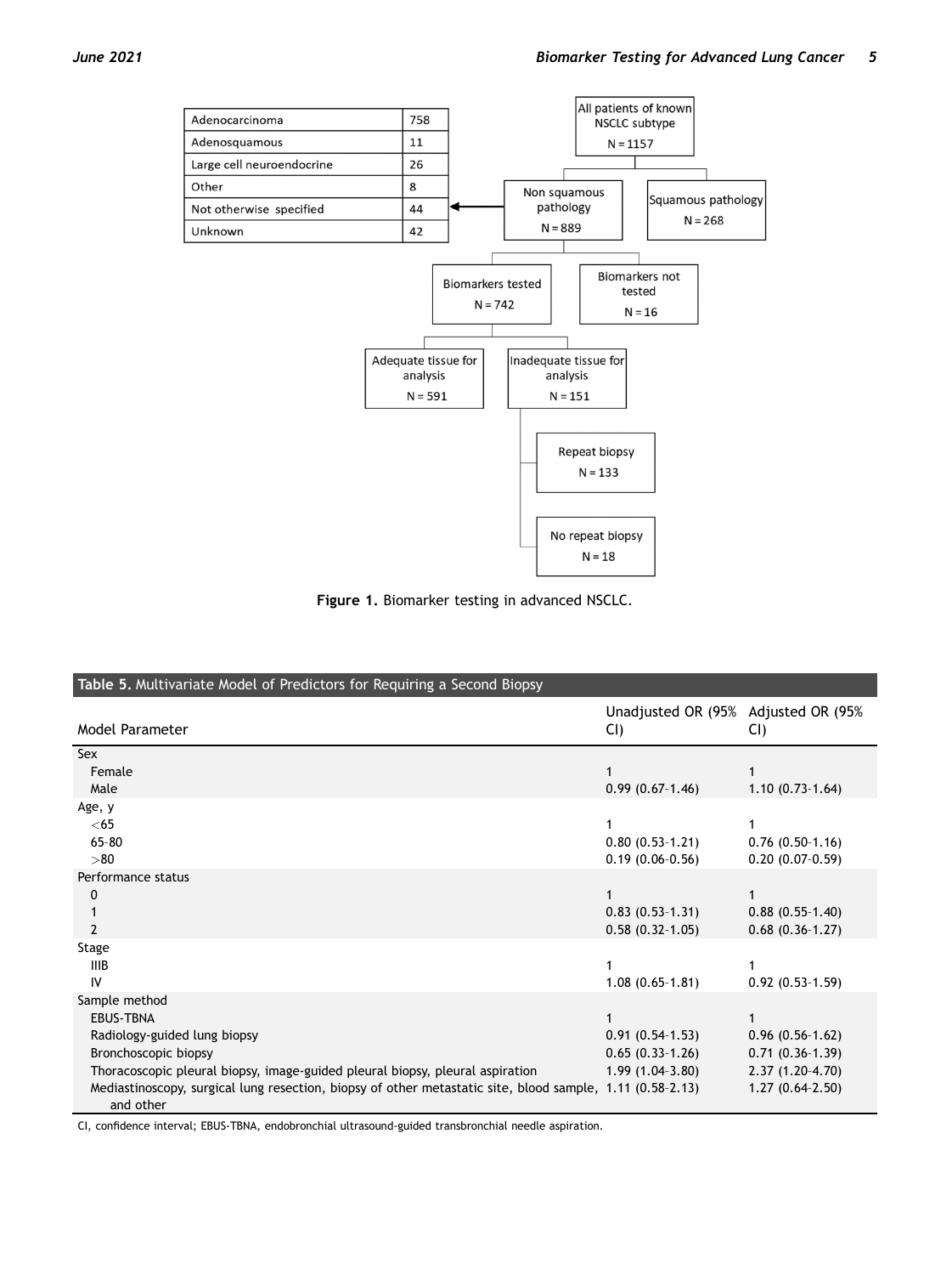| | |
|---|---|
| Adenocarcinoma | 758 |
| Adenosquamous | 11 |
| Large cell neuroendocrine | 26 |
| Other | 8 |
| Not otherwise specified | 44 |
| Unknown | 42 |

- All patients of known NSCLC subtype N = 1157
  - Non squamous pathology N = 889
    - Biomarkers tested N = 742
      - Adequate tissue for analysis N = 591
      - Inadequate tissue for analysis N = 151
        - Repeat biopsy N = 133
        - No repeat biopsy N = 18
    - Biomarkers not tested N = 16
  - Squamous pathology N = 268

**Figure 1.** Biomarker testing in advanced NSCLC.

**Table 5.** Multivariate Model of Predictors for Requiring a Second Biopsy

| Model Parameter | Unadjusted OR (95% CI) | Adjusted OR (95% CI) |
|---|---|---|
| Sex | | |
| Female | 1 | 1 |
| Male | 0.99 (0.67–1.46) | 1.10 (0.73–1.64) |
| Age, y | | |
| <65 | 1 | 1 |
| 65–80 | 0.80 (0.53–1.21) | 0.76 (0.50–1.16) |
| >80 | 0.19 (0.06–0.56) | 0.20 (0.07–0.59) |
| Performance status | | |
| 0 | 1 | 1 |
| 1 | 0.83 (0.53–1.31) | 0.88 (0.55–1.40) |
| 2 | 0.58 (0.32–1.05) | 0.68 (0.36–1.27) |
| Stage | | |
| IIIB | 1 | 1 |
| IV | 1.08 (0.65–1.81) | 0.92 (0.53–1.59) |
| Sample method | | |
| EBUS-TBNA | 1 | 1 |
| Radiology-guided lung biopsy | 0.91 (0.54–1.53) | 0.96 (0.56–1.62) |
| Bronchoscopic biopsy | 0.65 (0.33–1.26) | 0.71 (0.36–1.39) |
| Thoracoscopic pleural biopsy, image-guided pleural biopsy, pleural aspiration | 1.99 (1.04–3.80) | 2.37 (1.20–4.70) |
| Mediastinoscopy, surgical lung resection, biopsy of other metastatic site, blood sample, and other | 1.11 (0.58–2.13) | 1.27 (0.64–2.50) |

CI, confidence interval; EBUS-TBNA, endobronchial ultrasound-guided transbronchial needle aspiration.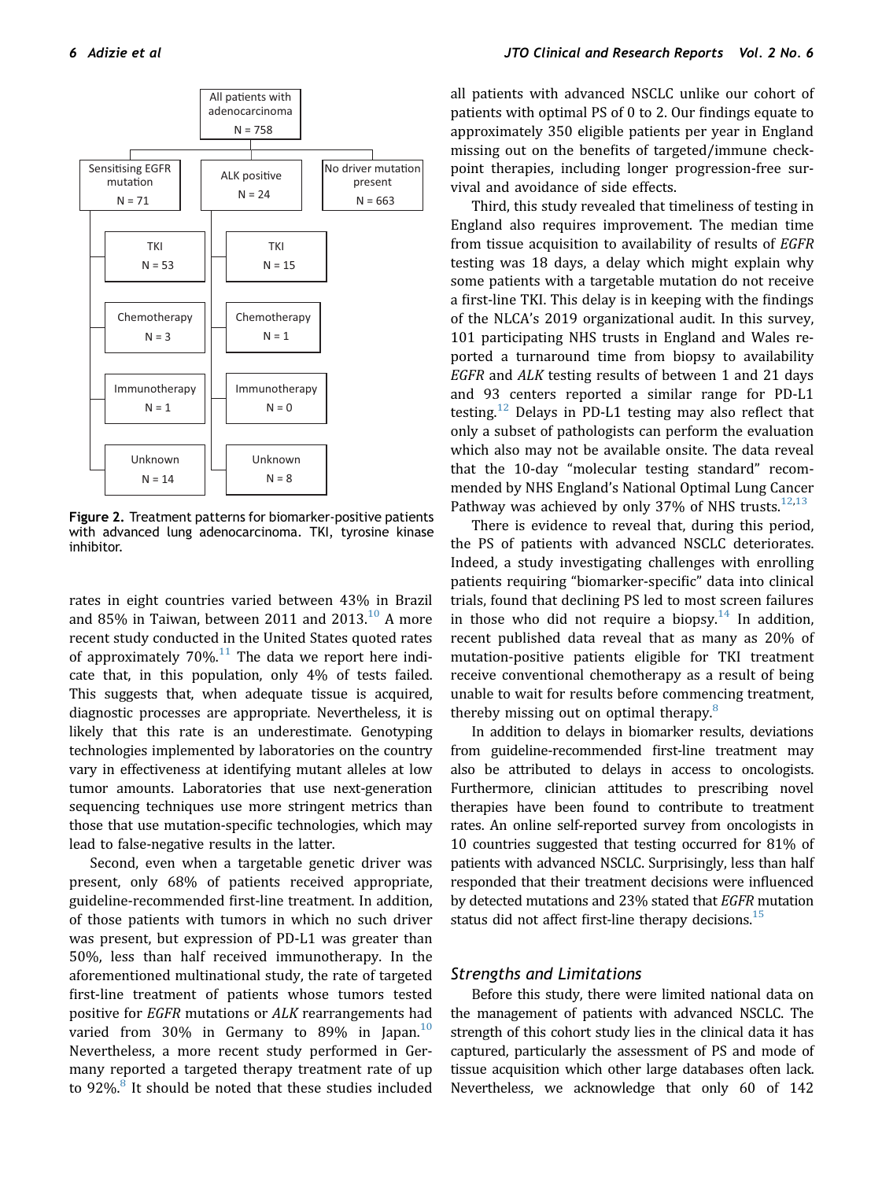All patients with adenocarcinoma
N = 758

- Sensitising EGFR mutation N = 71
  - TKI N = 53
  - Chemotherapy N = 3
  - Immunotherapy N = 1
  - Unknown N = 14
- ALK positive N = 24
  - TKI N = 15
  - Chemotherapy N = 1
  - Immunotherapy N = 0
  - Unknown N = 8
- No driver mutation present N = 663

**Figure 2.** Treatment patterns for biomarker-positive patients with advanced lung adenocarcinoma. TKI, tyrosine kinase inhibitor.

rates in eight countries varied between 43% in Brazil and 85% in Taiwan, between 2011 and 2013.[10] A more recent study conducted in the United States quoted rates of approximately 70%.[11] The data we report here indicate that, in this population, only 4% of tests failed. This suggests that, when adequate tissue is acquired, diagnostic processes are appropriate. Nevertheless, it is likely that this rate is an underestimate. Genotyping technologies implemented by laboratories on the country vary in effectiveness at identifying mutant alleles at low tumor amounts. Laboratories that use next-generation sequencing techniques use more stringent metrics than those that use mutation-specific technologies, which may lead to false-negative results in the latter.

Second, even when a targetable genetic driver was present, only 68% of patients received appropriate, guideline-recommended first-line treatment. In addition, of those patients with tumors in which no such driver was present, but expression of PD-L1 was greater than 50%, less than half received immunotherapy. In the aforementioned multinational study, the rate of targeted first-line treatment of patients whose tumors tested positive for *EGFR* mutations or *ALK* rearrangements had varied from 30% in Germany to 89% in Japan.[10] Nevertheless, a more recent study performed in Germany reported a targeted therapy treatment rate of up to 92%.[8] It should be noted that these studies included all patients with advanced NSCLC unlike our cohort of patients with optimal PS of 0 to 2. Our findings equate to approximately 350 eligible patients per year in England missing out on the benefits of targeted/immune checkpoint therapies, including longer progression-free survival and avoidance of side effects.

Third, this study revealed that timeliness of testing in England also requires improvement. The median time from tissue acquisition to availability of results of *EGFR* testing was 18 days, a delay which might explain why some patients with a targetable mutation do not receive a first-line TKI. This delay is in keeping with the findings of the NLCA's 2019 organizational audit. In this survey, 101 participating NHS trusts in England and Wales reported a turnaround time from biopsy to availability *EGFR* and *ALK* testing results of between 1 and 21 days and 93 centers reported a similar range for PD-L1 testing.[12] Delays in PD-L1 testing may also reflect that only a subset of pathologists can perform the evaluation which also may not be available onsite. The data reveal that the 10-day "molecular testing standard" recommended by NHS England's National Optimal Lung Cancer Pathway was achieved by only 37% of NHS trusts.[12,13]

There is evidence to reveal that, during this period, the PS of patients with advanced NSCLC deteriorates. Indeed, a study investigating challenges with enrolling patients requiring "biomarker-specific" data into clinical trials, found that declining PS led to most screen failures in those who did not require a biopsy.[14] In addition, recent published data reveal that as many as 20% of mutation-positive patients eligible for TKI treatment receive conventional chemotherapy as a result of being unable to wait for results before commencing treatment, thereby missing out on optimal therapy.[8]

In addition to delays in biomarker results, deviations from guideline-recommended first-line treatment may also be attributed to delays in access to oncologists. Furthermore, clinician attitudes to prescribing novel therapies have been found to contribute to treatment rates. An online self-reported survey from oncologists in 10 countries suggested that testing occurred for 81% of patients with advanced NSCLC. Surprisingly, less than half responded that their treatment decisions were influenced by detected mutations and 23% stated that *EGFR* mutation status did not affect first-line therapy decisions.[15]

### Strengths and Limitations

Before this study, there were limited national data on the management of patients with advanced NSCLC. The strength of this cohort study lies in the clinical data it has captured, particularly the assessment of PS and mode of tissue acquisition which other large databases often lack. Nevertheless, we acknowledge that only 60 of 142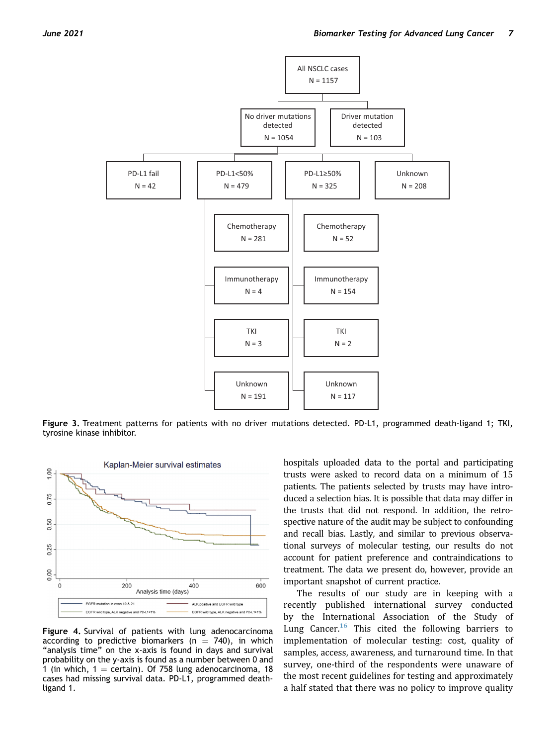All NSCLC cases
N = 1157

No driver mutations detected
N = 1054

Driver mutation detected
N = 103

PD-L1 fail
N = 42

PD-L1<50%
N = 479

PD-L1≥50%
N = 325

Unknown
N = 208

Chemotherapy
N = 281

Immunotherapy
N = 4

TKI
N = 3

Unknown
N = 191

Chemotherapy
N = 52

Immunotherapy
N = 154

TKI
N = 2

Unknown
N = 117

**Figure 3.** Treatment patterns for patients with no driver mutations detected. PD-L1, programmed death-ligand 1; TKI, tyrosine kinase inhibitor.

Kaplan-Meier survival estimates

Analysis time (days)

EGFR mutation in exon 19 & 21 | ALK positive and EGFR wild type | EGFR wild type, ALK negative and PD-L1<1% | EGFR wild type, ALK negative and PD-L1>1%

**Figure 4.** Survival of patients with lung adenocarcinoma according to predictive biomarkers (n = 740), in which "analysis time" on the x-axis is found in days and survival probability on the y-axis is found as a number between 0 and 1 (in which, 1 = certain). Of 758 lung adenocarcinoma, 18 cases had missing survival data. PD-L1, programmed death-ligand 1.

hospitals uploaded data to the portal and participating trusts were asked to record data on a minimum of 15 patients. The patients selected by trusts may have introduced a selection bias. It is possible that data may differ in the trusts that did not respond. In addition, the retrospective nature of the audit may be subject to confounding and recall bias. Lastly, and similar to previous observational surveys of molecular testing, our results do not account for patient preference and contraindications to treatment. The data we present do, however, provide an important snapshot of current practice.

The results of our study are in keeping with a recently published international survey conducted by the International Association of the Study of Lung Cancer.[16] This cited the following barriers to implementation of molecular testing: cost, quality of samples, access, awareness, and turnaround time. In that survey, one-third of the respondents were unaware of the most recent guidelines for testing and approximately a half stated that there was no policy to improve quality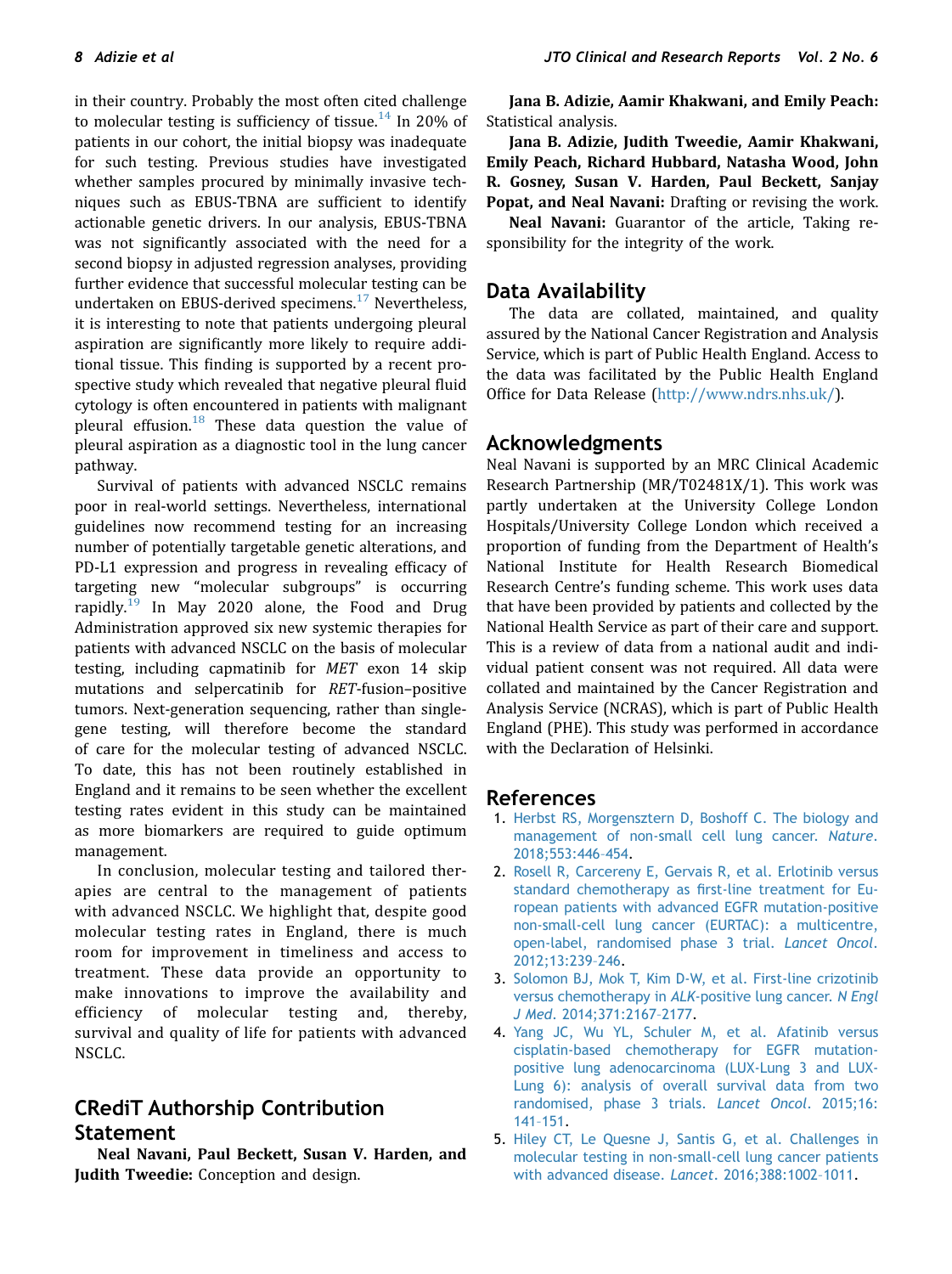in their country. Probably the most often cited challenge to molecular testing is sufficiency of tissue.[14] In 20% of patients in our cohort, the initial biopsy was inadequate for such testing. Previous studies have investigated whether samples procured by minimally invasive techniques such as EBUS-TBNA are sufficient to identify actionable genetic drivers. In our analysis, EBUS-TBNA was not significantly associated with the need for a second biopsy in adjusted regression analyses, providing further evidence that successful molecular testing can be undertaken on EBUS-derived specimens.[17] Nevertheless, it is interesting to note that patients undergoing pleural aspiration are significantly more likely to require additional tissue. This finding is supported by a recent prospective study which revealed that negative pleural fluid cytology is often encountered in patients with malignant pleural effusion.[18] These data question the value of pleural aspiration as a diagnostic tool in the lung cancer pathway.

Survival of patients with advanced NSCLC remains poor in real-world settings. Nevertheless, international guidelines now recommend testing for an increasing number of potentially targetable genetic alterations, and PD-L1 expression and progress in revealing efficacy of targeting new "molecular subgroups" is occurring rapidly.[19] In May 2020 alone, the Food and Drug Administration approved six new systemic therapies for patients with advanced NSCLC on the basis of molecular testing, including capmatinib for *MET* exon 14 skip mutations and selpercatinib for *RET*-fusion–positive tumors. Next-generation sequencing, rather than single-gene testing, will therefore become the standard of care for the molecular testing of advanced NSCLC. To date, this has not been routinely established in England and it remains to be seen whether the excellent testing rates evident in this study can be maintained as more biomarkers are required to guide optimum management.

In conclusion, molecular testing and tailored therapies are central to the management of patients with advanced NSCLC. We highlight that, despite good molecular testing rates in England, there is much room for improvement in timeliness and access to treatment. These data provide an opportunity to make innovations to improve the availability and efficiency of molecular testing and, thereby, survival and quality of life for patients with advanced NSCLC.

## CRediT Authorship Contribution Statement

**Neal Navani, Paul Beckett, Susan V. Harden, and Judith Tweedie:** Conception and design.

**Jana B. Adizie, Aamir Khakwani, and Emily Peach:** Statistical analysis.

**Jana B. Adizie, Judith Tweedie, Aamir Khakwani, Emily Peach, Richard Hubbard, Natasha Wood, John R. Gosney, Susan V. Harden, Paul Beckett, Sanjay Popat, and Neal Navani:** Drafting or revising the work.

**Neal Navani:** Guarantor of the article, Taking responsibility for the integrity of the work.

## Data Availability

The data are collated, maintained, and quality assured by the National Cancer Registration and Analysis Service, which is part of Public Health England. Access to the data was facilitated by the Public Health England Office for Data Release (http://www.ndrs.nhs.uk/).

## Acknowledgments

Neal Navani is supported by an MRC Clinical Academic Research Partnership (MR/T02481X/1). This work was partly undertaken at the University College London Hospitals/University College London which received a proportion of funding from the Department of Health's National Institute for Health Research Biomedical Research Centre's funding scheme. This work uses data that have been provided by patients and collected by the National Health Service as part of their care and support. This is a review of data from a national audit and individual patient consent was not required. All data were collated and maintained by the Cancer Registration and Analysis Service (NCRAS), which is part of Public Health England (PHE). This study was performed in accordance with the Declaration of Helsinki.

## References

1. Herbst RS, Morgensztern D, Boshoff C. The biology and management of non-small cell lung cancer. *Nature*. 2018;553:446–454.
2. Rosell R, Carcereny E, Gervais R, et al. Erlotinib versus standard chemotherapy as first-line treatment for European patients with advanced EGFR mutation-positive non-small-cell lung cancer (EURTAC): a multicentre, open-label, randomised phase 3 trial. *Lancet Oncol*. 2012;13:239–246.
3. Solomon BJ, Mok T, Kim D-W, et al. First-line crizotinib versus chemotherapy in *ALK*-positive lung cancer. *N Engl J Med*. 2014;371:2167–2177.
4. Yang JC, Wu YL, Schuler M, et al. Afatinib versus cisplatin-based chemotherapy for EGFR mutation-positive lung adenocarcinoma (LUX-Lung 3 and LUX-Lung 6): analysis of overall survival data from two randomised, phase 3 trials. *Lancet Oncol*. 2015;16:141–151.
5. Hiley CT, Le Quesne J, Santis G, et al. Challenges in molecular testing in non-small-cell lung cancer patients with advanced disease. *Lancet*. 2016;388:1002–1011.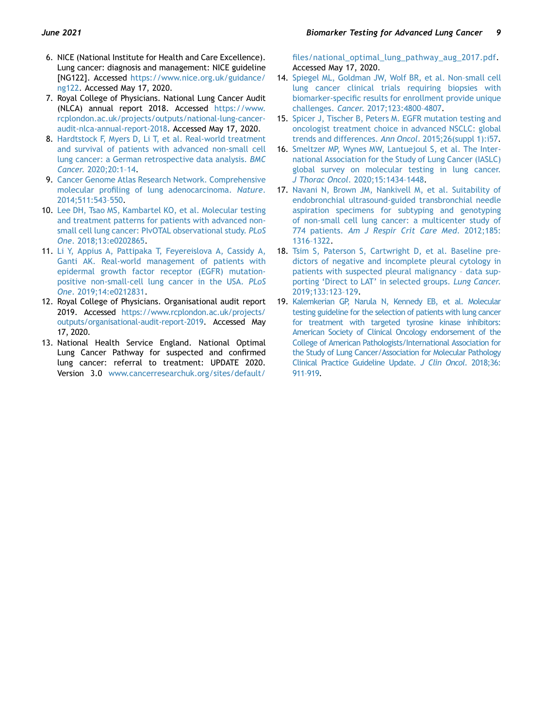6. NICE (National Institute for Health and Care Excellence). Lung cancer: diagnosis and management: NICE guideline [NG122]. Accessed https://www.nice.org.uk/guidance/ng122. Accessed May 17, 2020.
7. Royal College of Physicians. National Lung Cancer Audit (NLCA) annual report 2018. Accessed https://www.rcplondon.ac.uk/projects/outputs/national-lung-cancer-audit-nlca-annual-report-2018. Accessed May 17, 2020.
8. Hardtstock F, Myers D, Li T, et al. Real-world treatment and survival of patients with advanced non-small cell lung cancer: a German retrospective data analysis. *BMC Cancer*. 2020;20:1–14.
9. Cancer Genome Atlas Research Network. Comprehensive molecular profiling of lung adenocarcinoma. *Nature*. 2014;511:543–550.
10. Lee DH, Tsao MS, Kambartel KO, et al. Molecular testing and treatment patterns for patients with advanced non-small cell lung cancer: PIvOTAL observational study. *PLoS One*. 2018;13:e0202865.
11. Li Y, Appius A, Pattipaka T, Feyereislova A, Cassidy A, Ganti AK. Real-world management of patients with epidermal growth factor receptor (EGFR) mutation-positive non-small-cell lung cancer in the USA. *PLoS One*. 2019;14:e0212831.
12. Royal College of Physicians. Organisational audit report 2019. Accessed https://www.rcplondon.ac.uk/projects/outputs/organisational-audit-report-2019. Accessed May 17, 2020.
13. National Health Service England. National Optimal Lung Cancer Pathway for suspected and confirmed lung cancer: referral to treatment: UPDATE 2020. Version 3.0 www.cancerresearchuk.org/sites/default/files/national_optimal_lung_pathway_aug_2017.pdf. Accessed May 17, 2020.
14. Spiegel ML, Goldman JW, Wolf BR, et al. Non-small cell lung cancer clinical trials requiring biopsies with biomarker-specific results for enrollment provide unique challenges. *Cancer*. 2017;123:4800–4807.
15. Spicer J, Tischer B, Peters M. EGFR mutation testing and oncologist treatment choice in advanced NSCLC: global trends and differences. *Ann Oncol*. 2015;26(suppl 1):i57.
16. Smeltzer MP, Wynes MW, Lantuejoul S, et al. The International Association for the Study of Lung Cancer (IASLC) global survey on molecular testing in lung cancer. *J Thorac Oncol*. 2020;15:1434–1448.
17. Navani N, Brown JM, Nankivell M, et al. Suitability of endobronchial ultrasound-guided transbronchial needle aspiration specimens for subtyping and genotyping of non-small cell lung cancer: a multicenter study of 774 patients. *Am J Respir Crit Care Med*. 2012;185:1316–1322.
18. Tsim S, Paterson S, Cartwright D, et al. Baseline predictors of negative and incomplete pleural cytology in patients with suspected pleural malignancy – data supporting 'Direct to LAT' in selected groups. *Lung Cancer*. 2019;133:123–129.
19. Kalemkerian GP, Narula N, Kennedy EB, et al. Molecular testing guideline for the selection of patients with lung cancer for treatment with targeted tyrosine kinase inhibitors: American Society of Clinical Oncology endorsement of the College of American Pathologists/International Association for the Study of Lung Cancer/Association for Molecular Pathology Clinical Practice Guideline Update. *J Clin Oncol*. 2018;36:911–919.